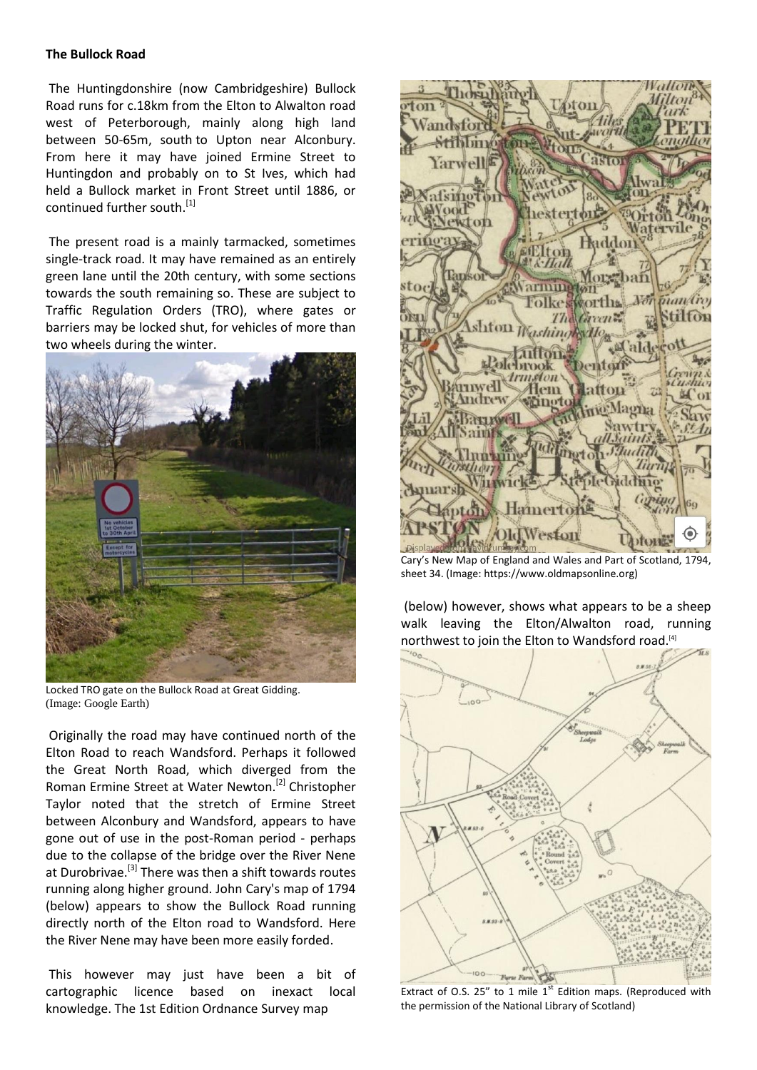**The Bullock Road**

The Huntingdonshire (now Cambridgeshire) Bullock Road runs for c.18km from the Elton to Alwalton road west of Peterborough, mainly along high land between 50-65m, south to Upton near Alconbury. From here it may have joined Ermine Street to Huntingdon and probably on to St Ives, which had held a Bullock market in Front Street until 1886, or continued further south.[1]

The present road is a mainly tarmacked, sometimes single-track road. It may have remained as an entirely green lane until the 20th century, with some sections towards the south remaining so. These are subject to Traffic Regulation Orders (TRO), where gates or barriers may be locked shut, for vehicles of more than two wheels during the winter.

Locked TRO gate on the Bullock Road at Great Gidding. (Image: Google Earth)

Originally the road may have continued north of the Elton Road to reach Wandsford. Perhaps it followed the Great North Road, which diverged from the Roman Ermine Street at Water Newton.[2] Christopher Taylor noted that the stretch of Ermine Street between Alconbury and Wandsford, appears to have gone out of use in the post-Roman period - perhaps due to the collapse of the bridge over the River Nene at Durobrivae.[3] There was then a shift towards routes running along higher ground. John Cary's map of 1794 (below) appears to show the Bullock Road running directly north of the Elton road to Wandsford. Here the River Nene may have been more easily forded.

This however may just have been a bit of cartographic licence based on inexact local knowledge. The 1st Edition Ordnance Survey map

Cary's New Map of England and Wales and Part of Scotland, 1794, sheet 34. (Image: https://www.oldmapsonline.org)

(below) however, shows what appears to be a sheep walk leaving the Elton/Alwalton road, running northwest to join the Elton to Wandsford road.[4]

Extract of O.S. 25" to 1 mile 1st Edition maps. (Reproduced with the permission of the National Library of Scotland)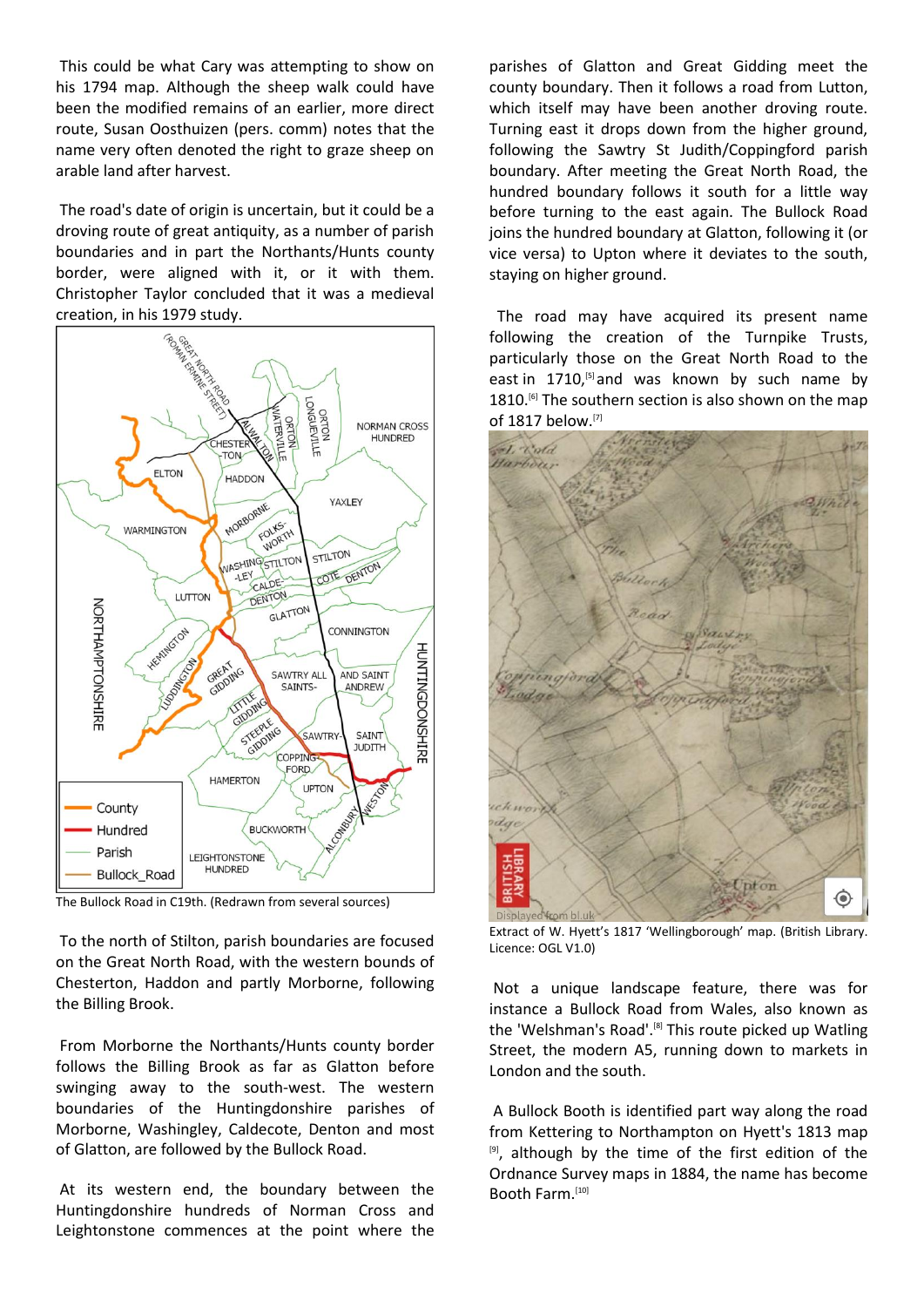This could be what Cary was attempting to show on his 1794 map. Although the sheep walk could have been the modified remains of an earlier, more direct route, Susan Oosthuizen (pers. comm) notes that the name very often denoted the right to graze sheep on arable land after harvest.

The road's date of origin is uncertain, but it could be a droving route of great antiquity, as a number of parish boundaries and in part the Northants/Hunts county border, were aligned with it, or it with them. Christopher Taylor concluded that it was a medieval creation, in his 1979 study.

The Bullock Road in C19th. (Redrawn from several sources)

To the north of Stilton, parish boundaries are focused on the Great North Road, with the western bounds of Chesterton, Haddon and partly Morborne, following the Billing Brook.

From Morborne the Northants/Hunts county border follows the Billing Brook as far as Glatton before swinging away to the south-west. The western boundaries of the Huntingdonshire parishes of Morborne, Washingley, Caldecote, Denton and most of Glatton, are followed by the Bullock Road.

At its western end, the boundary between the Huntingdonshire hundreds of Norman Cross and Leightonstone commences at the point where the parishes of Glatton and Great Gidding meet the county boundary. Then it follows a road from Lutton, which itself may have been another droving route. Turning east it drops down from the higher ground, following the Sawtry St Judith/Coppingford parish boundary. After meeting the Great North Road, the hundred boundary follows it south for a little way before turning to the east again. The Bullock Road joins the hundred boundary at Glatton, following it (or vice versa) to Upton where it deviates to the south, staying on higher ground.

The road may have acquired its present name following the creation of the Turnpike Trusts, particularly those on the Great North Road to the east in 1710,[5] and was known by such name by 1810.[6] The southern section is also shown on the map of 1817 below.[7]

Extract of W. Hyett's 1817 'Wellingborough' map. (British Library. Licence: OGL V1.0)

Not a unique landscape feature, there was for instance a Bullock Road from Wales, also known as the 'Welshman's Road'.[8] This route picked up Watling Street, the modern A5, running down to markets in London and the south.

A Bullock Booth is identified part way along the road from Kettering to Northampton on Hyett's 1813 map [9], although by the time of the first edition of the Ordnance Survey maps in 1884, the name has become Booth Farm.[10]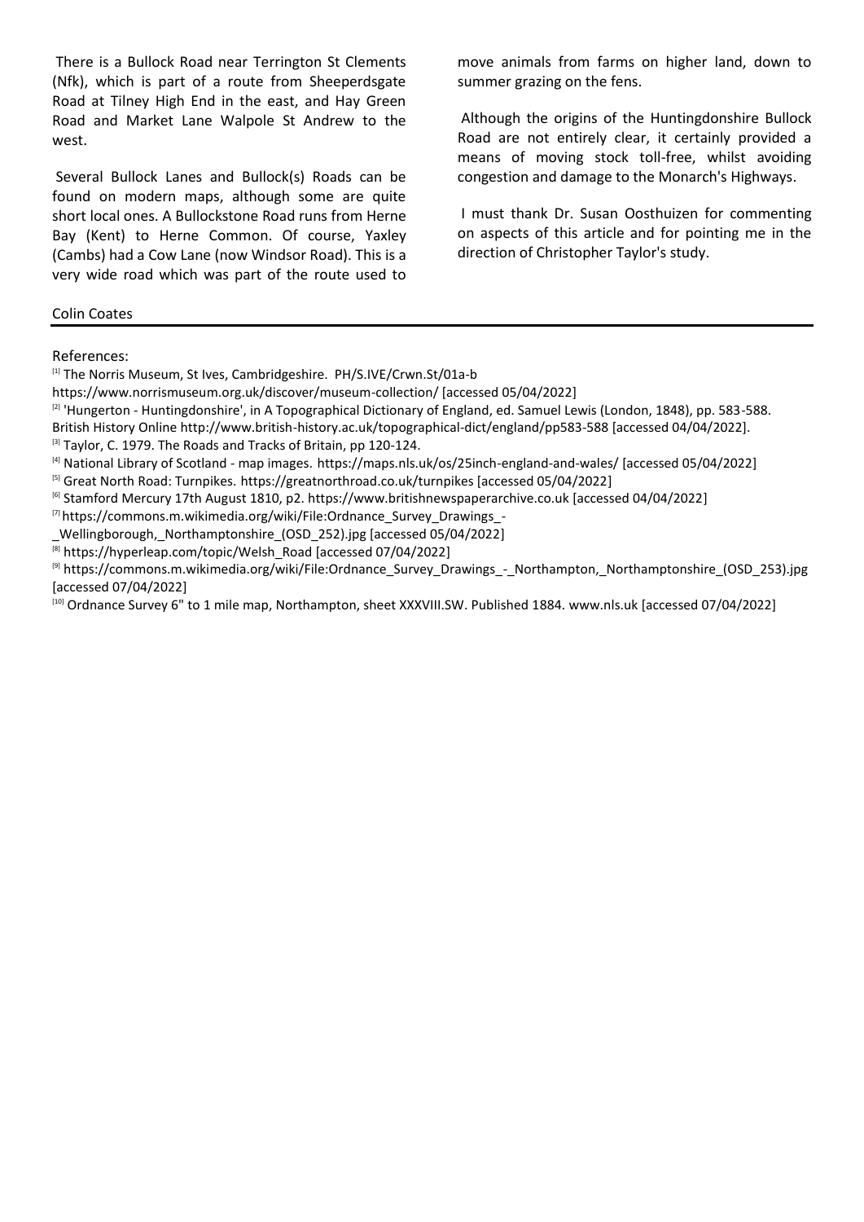There is a Bullock Road near Terrington St Clements (Nfk), which is part of a route from Sheeperdsgate Road at Tilney High End in the east, and Hay Green Road and Market Lane Walpole St Andrew to the west.

Several Bullock Lanes and Bullock(s) Roads can be found on modern maps, although some are quite short local ones. A Bullockstone Road runs from Herne Bay (Kent) to Herne Common. Of course, Yaxley (Cambs) had a Cow Lane (now Windsor Road). This is a very wide road which was part of the route used to move animals from farms on higher land, down to summer grazing on the fens.

Although the origins of the Huntingdonshire Bullock Road are not entirely clear, it certainly provided a means of moving stock toll-free, whilst avoiding congestion and damage to the Monarch's Highways.

I must thank Dr. Susan Oosthuizen for commenting on aspects of this article and for pointing me in the direction of Christopher Taylor's study.

Colin Coates

---

References:

[1] The Norris Museum, St Ives, Cambridgeshire. PH/S.IVE/Crwn.St/01a-b https://www.norrismuseum.org.uk/discover/museum-collection/ [accessed 05/04/2022]

[2] 'Hungerton - Huntingdonshire', in A Topographical Dictionary of England, ed. Samuel Lewis (London, 1848), pp. 583-588. British History Online http://www.british-history.ac.uk/topographical-dict/england/pp583-588 [accessed 04/04/2022].

[3] Taylor, C. 1979. The Roads and Tracks of Britain, pp 120-124.

[4] National Library of Scotland - map images. https://maps.nls.uk/os/25inch-england-and-wales/ [accessed 05/04/2022]

[5] Great North Road: Turnpikes. https://greatnorthroad.co.uk/turnpikes [accessed 05/04/2022]

[6] Stamford Mercury 17th August 1810, p2. https://www.britishnewspaperarchive.co.uk [accessed 04/04/2022]

[7] https://commons.m.wikimedia.org/wiki/File:Ordnance_Survey_Drawings_-_Wellingborough,_Northamptonshire_(OSD_252).jpg [accessed 05/04/2022]

[8] https://hyperleap.com/topic/Welsh_Road [accessed 07/04/2022]

[9] https://commons.m.wikimedia.org/wiki/File:Ordnance_Survey_Drawings_-_Northampton,_Northamptonshire_(OSD_253).jpg [accessed 07/04/2022]

[10] Ordnance Survey 6" to 1 mile map, Northampton, sheet XXXVIII.SW. Published 1884. www.nls.uk [accessed 07/04/2022]